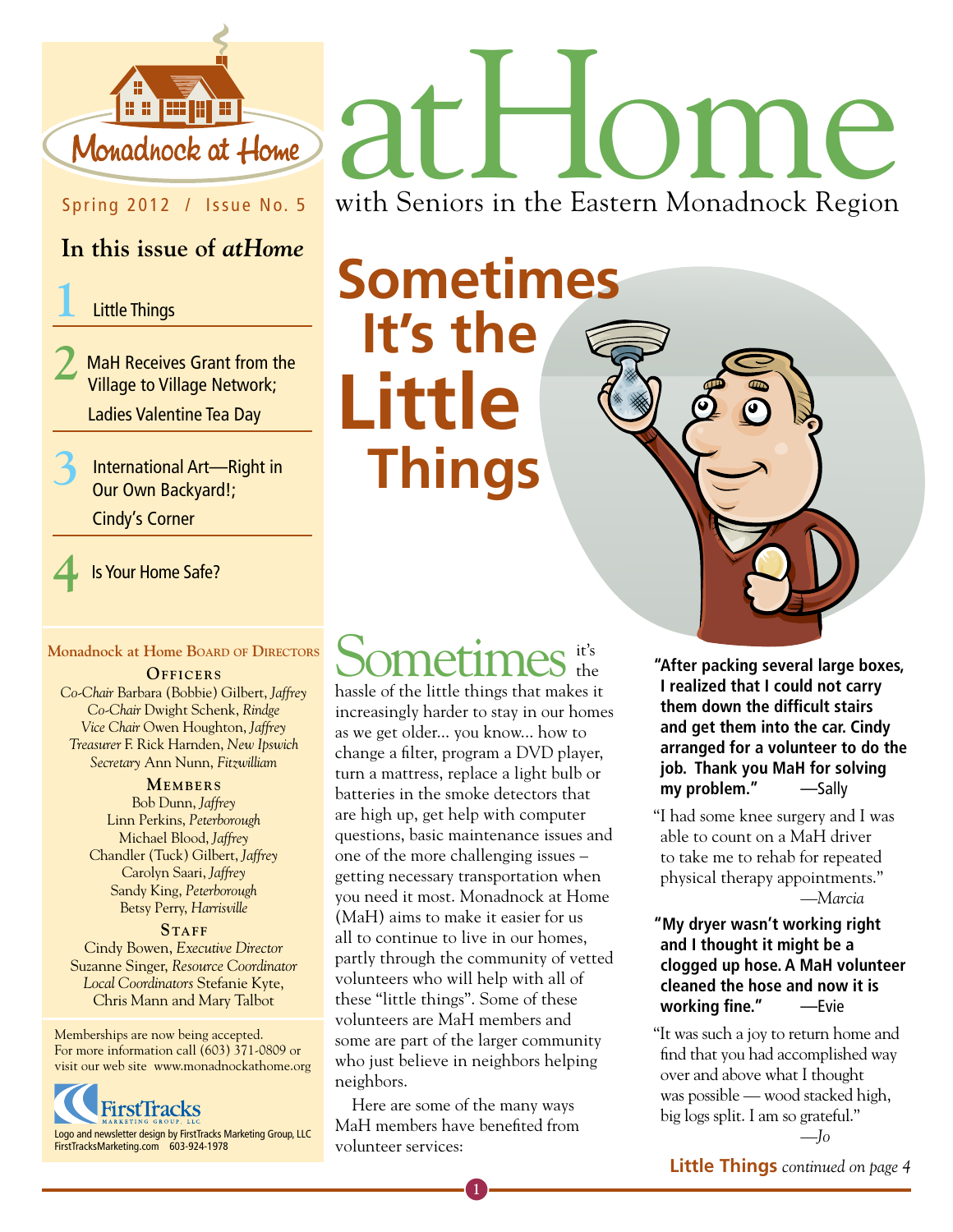# atHome

with Seniors in the Eastern Monadnock Region

Monadnock at Home

Spring 2012 / Issue No. 5

## In this issue of *atHome*

1. Little Things
2. MaH Receives Grant from the Village to Village Network; Ladies Valentine Tea Day
3. International Art—Right in Our Own Backyard!; Cindy's Corner
4. Is Your Home Safe?

**Monadnock at Home Board of Directors**

**Officers**

*Co-Chair* Barbara (Bobbie) Gilbert, *Jaffrey*
*Co-Chair* Dwight Schenk, *Rindge*
*Vice Chair* Owen Houghton, *Jaffrey*
*Treasurer* F. Rick Harnden, *New Ipswich*
*Secretary* Ann Nunn, *Fitzwilliam*

**Members**

Bob Dunn, *Jaffrey*
Linn Perkins, *Peterborough*
Michael Blood, *Jaffrey*
Chandler (Tuck) Gilbert, *Jaffrey*
Carolyn Saari, *Jaffrey*
Sandy King, *Peterborough*
Betsy Perry, *Harrisville*

**Staff**

Cindy Bowen, *Executive Director*
Suzanne Singer, *Resource Coordinator*
*Local Coordinators* Stefanie Kyte, Chris Mann and Mary Talbot

Memberships are now being accepted. For more information call (603) 371-0809 or visit our web site www.monadnockathome.org

Logo and newsletter design by FirstTracks Marketing Group, LLC
FirstTracksMarketing.com 603-924-1978

# Sometimes It's the Little Things

Sometimes it's the hassle of the little things that makes it increasingly harder to stay in our homes as we get older... you know... how to change a filter, program a DVD player, turn a mattress, replace a light bulb or batteries in the smoke detectors that are high up, get help with computer questions, basic maintenance issues and one of the more challenging issues – getting necessary transportation when you need it most. Monadnock at Home (MaH) aims to make it easier for us all to continue to live in our homes, partly through the community of vetted volunteers who will help with all of these "little things". Some of these volunteers are MaH members and some are part of the larger community who just believe in neighbors helping neighbors.

Here are some of the many ways MaH members have benefited from volunteer services:

**"After packing several large boxes, I realized that I could not carry them down the difficult stairs and get them into the car. Cindy arranged for a volunteer to do the job. Thank you MaH for solving my problem." —Sally**

"I had some knee surgery and I was able to count on a MaH driver to take me to rehab for repeated physical therapy appointments." *—Marcia*

**"My dryer wasn't working right and I thought it might be a clogged up hose. A MaH volunteer cleaned the hose and now it is working fine." —Evie**

"It was such a joy to return home and find that you had accomplished way over and above what I thought was possible — wood stacked high, big logs split. I am so grateful." *—Jo*

**Little Things** *continued on page 4*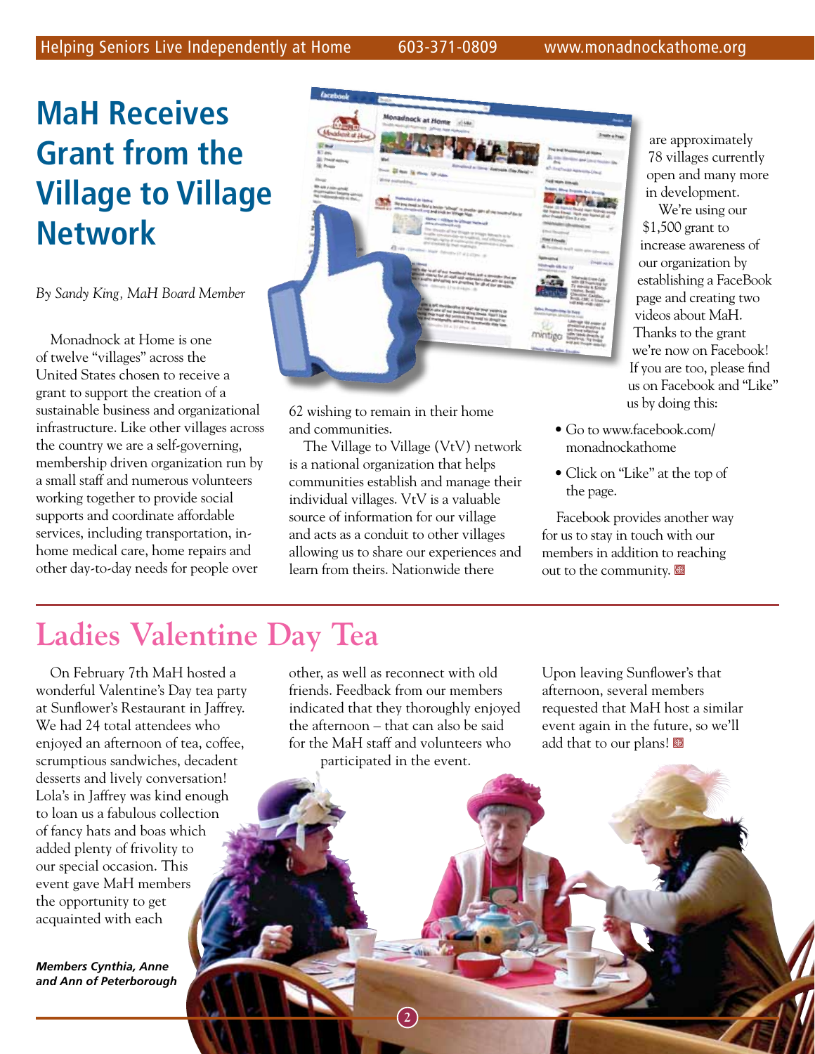# MaH Receives Grant from the Village to Village Network

*By Sandy King, MaH Board Member*

Monadnock at Home is one of twelve "villages" across the United States chosen to receive a grant to support the creation of a sustainable business and organizational infrastructure. Like other villages across the country we are a self-governing, membership driven organization run by a small staff and numerous volunteers working together to provide social supports and coordinate affordable services, including transportation, in-home medical care, home repairs and other day-to-day needs for people over 62 wishing to remain in their home and communities.

The Village to Village (VtV) network is a national organization that helps communities establish and manage their individual villages. VtV is a valuable source of information for our village and acts as a conduit to other villages allowing us to share our experiences and learn from theirs. Nationwide there are approximately 78 villages currently open and many more in development.

We're using our $1,500 grant to increase awareness of our organization by establishing a FaceBook page and creating two videos about MaH. Thanks to the grant we're now on Facebook! If you are too, please find us on Facebook and "Like" us by doing this:

- Go to www.facebook.com/monadnockathome
- Click on "Like" at the top of the page.

Facebook provides another way for us to stay in touch with our members in addition to reaching out to the community.

# Ladies Valentine Day Tea

On February 7th MaH hosted a wonderful Valentine's Day tea party at Sunflower's Restaurant in Jaffrey. We had 24 total attendees who enjoyed an afternoon of tea, coffee, scrumptious sandwiches, decadent desserts and lively conversation! Lola's in Jaffrey was kind enough to loan us a fabulous collection of fancy hats and boas which added plenty of frivolity to our special occasion. This event gave MaH members the opportunity to get acquainted with each other, as well as reconnect with old friends. Feedback from our members indicated that they thoroughly enjoyed the afternoon – that can also be said for the MaH staff and volunteers who participated in the event.

Upon leaving Sunflower's that afternoon, several members requested that MaH host a similar event again in the future, so we'll add that to our plans!

***Members Cynthia, Anne and Ann of Peterborough***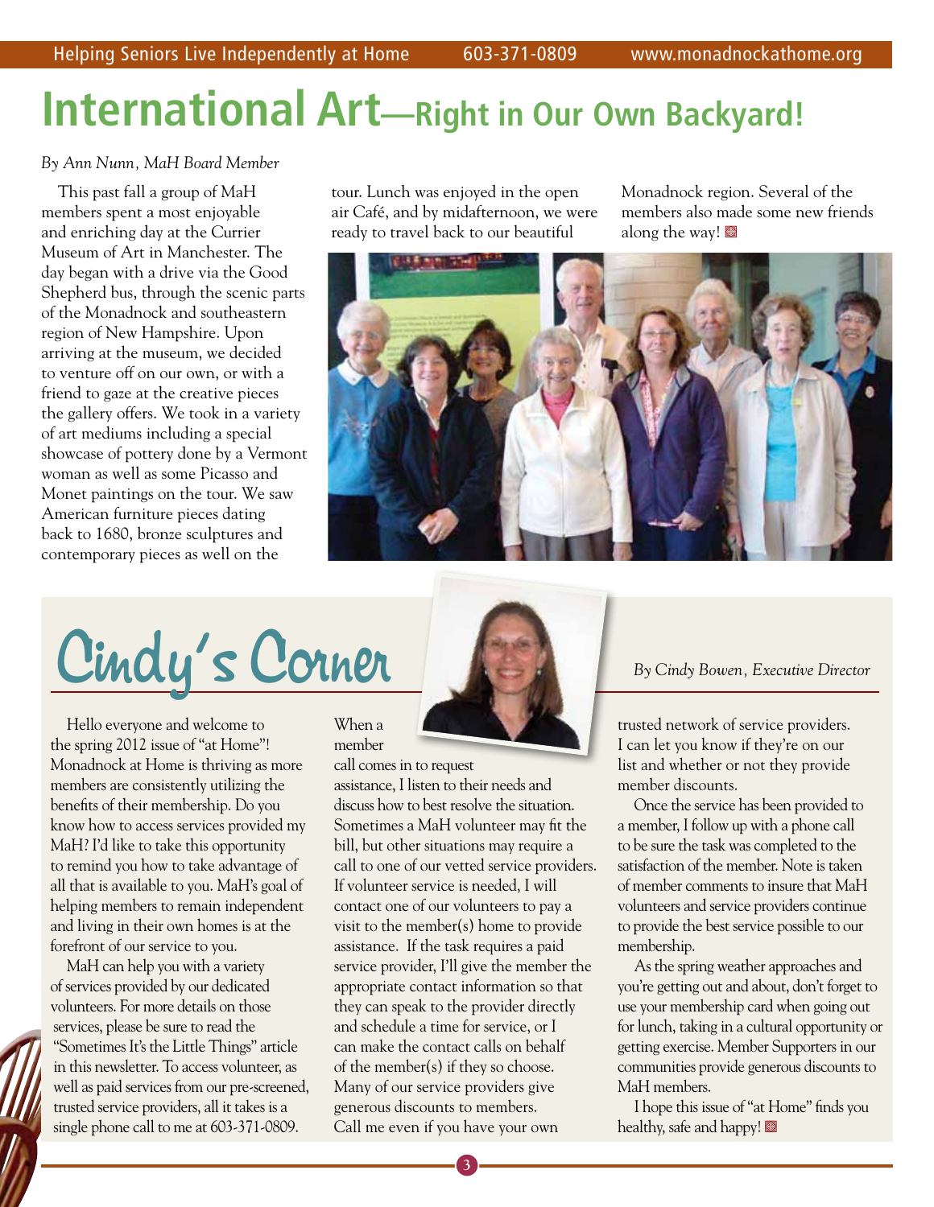# International Art—Right in Our Own Backyard!

*By Ann Nunn, MaH Board Member*

This past fall a group of MaH members spent a most enjoyable and enriching day at the Currier Museum of Art in Manchester. The day began with a drive via the Good Shepherd bus, through the scenic parts of the Monadnock and southeastern region of New Hampshire. Upon arriving at the museum, we decided to venture off on our own, or with a friend to gaze at the creative pieces the gallery offers. We took in a variety of art mediums including a special showcase of pottery done by a Vermont woman as well as some Picasso and Monet paintings on the tour. We saw American furniture pieces dating back to 1680, bronze sculptures and contemporary pieces as well on the tour. Lunch was enjoyed in the open air Café, and by midafternoon, we were ready to travel back to our beautiful Monadnock region. Several of the members also made some new friends along the way!

# Cindy's Corner

*By Cindy Bowen, Executive Director*

Hello everyone and welcome to the spring 2012 issue of "at Home"! Monadnock at Home is thriving as more members are consistently utilizing the benefits of their membership. Do you know how to access services provided my MaH? I'd like to take this opportunity to remind you how to take advantage of all that is available to you. MaH's goal of helping members to remain independent and living in their own homes is at the forefront of our service to you.

MaH can help you with a variety of services provided by our dedicated volunteers. For more details on those services, please be sure to read the "Sometimes It's the Little Things" article in this newsletter. To access volunteer, as well as paid services from our pre-screened, trusted service providers, all it takes is a single phone call to me at 603-371-0809.

When a member call comes in to request assistance, I listen to their needs and discuss how to best resolve the situation. Sometimes a MaH volunteer may fit the bill, but other situations may require a call to one of our vetted service providers. If volunteer service is needed, I will contact one of our volunteers to pay a visit to the member(s) home to provide assistance. If the task requires a paid service provider, I'll give the member the appropriate contact information so that they can speak to the provider directly and schedule a time for service, or I can make the contact calls on behalf of the member(s) if they so choose. Many of our service providers give generous discounts to members. Call me even if you have your own trusted network of service providers. I can let you know if they're on our list and whether or not they provide member discounts.

Once the service has been provided to a member, I follow up with a phone call to be sure the task was completed to the satisfaction of the member. Note is taken of member comments to insure that MaH volunteers and service providers continue to provide the best service possible to our membership.

As the spring weather approaches and you're getting out and about, don't forget to use your membership card when going out for lunch, taking in a cultural opportunity or getting exercise. Member Supporters in our communities provide generous discounts to MaH members.

I hope this issue of "at Home" finds you healthy, safe and happy!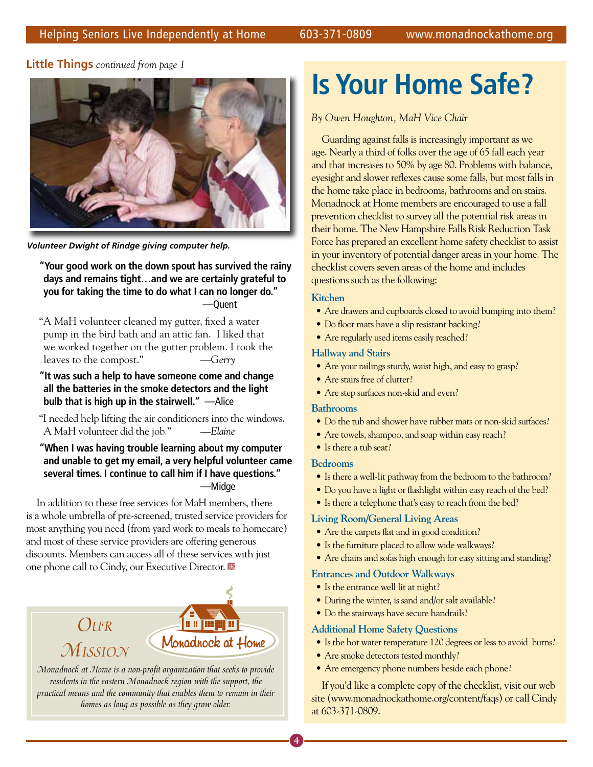**Little Things** *continued from page 1*

*Volunteer Dwight of Rindge giving computer help.*

**"Your good work on the down spout has survived the rainy days and remains tight…and we are certainly grateful to you for taking the time to do what I can no longer do."** —Quent

"A MaH volunteer cleaned my gutter, fixed a water pump in the bird bath and an attic fan. I liked that we worked together on the gutter problem. I took the leaves to the compost." —*Gerry*

**"It was such a help to have someone come and change all the batteries in the smoke detectors and the light bulb that is high up in the stairwell."** —Alice

"I needed help lifting the air conditioners into the windows. A MaH volunteer did the job." —*Elaine*

**"When I was having trouble learning about my computer and unable to get my email, a very helpful volunteer came several times. I continue to call him if I have questions."** —Midge

In addition to these free services for MaH members, there is a whole umbrella of pre-screened, trusted service providers for most anything you need (from yard work to meals to homecare) and most of these service providers are offering generous discounts. Members can access all of these services with just one phone call to Cindy, our Executive Director.

## Our Mission

Monadnock at Home

*Monadnock at Home is a non-profit organization that seeks to provide residents in the eastern Monadnock region with the support, the practical means and the community that enables them to remain in their homes as long as possible as they grow older.*

# Is Your Home Safe?

*By Owen Houghton, MaH Vice Chair*

Guarding against falls is increasingly important as we age. Nearly a third of folks over the age of 65 fall each year and that increases to 50% by age 80. Problems with balance, eyesight and slower reflexes cause some falls, but most falls in the home take place in bedrooms, bathrooms and on stairs. Monadnock at Home members are encouraged to use a fall prevention checklist to survey all the potential risk areas in their home. The New Hampshire Falls Risk Reduction Task Force has prepared an excellent home safety checklist to assist in your inventory of potential danger areas in your home. The checklist covers seven areas of the home and includes questions such as the following:

### Kitchen

- Are drawers and cupboards closed to avoid bumping into them?
- Do floor mats have a slip resistant backing?
- Are regularly used items easily reached?

### Hallway and Stairs

- Are your railings sturdy, waist high, and easy to grasp?
- Are stairs free of clutter?
- Are step surfaces non-skid and even?

### Bathrooms

- Do the tub and shower have rubber mats or non-skid surfaces?
- Are towels, shampoo, and soap within easy reach?
- Is there a tub seat?

### Bedrooms

- Is there a well-lit pathway from the bedroom to the bathroom?
- Do you have a light or flashlight within easy reach of the bed?
- Is there a telephone that's easy to reach from the bed?

### Living Room/General Living Areas

- Are the carpets flat and in good condition?
- Is the furniture placed to allow wide walkways?
- Are chairs and sofas high enough for easy sitting and standing?

### Entrances and Outdoor Walkways

- Is the entrance well lit at night?
- During the winter, is sand and/or salt available?
- Do the stairways have secure handrails?

### Additional Home Safety Questions

- Is the hot water temperature 120 degrees or less to avoid burns?
- Are smoke detectors tested monthly?
- Are emergency phone numbers beside each phone?

If you'd like a complete copy of the checklist, visit our web site (www.monadnockathome.org/content/faqs) or call Cindy at 603-371-0809.